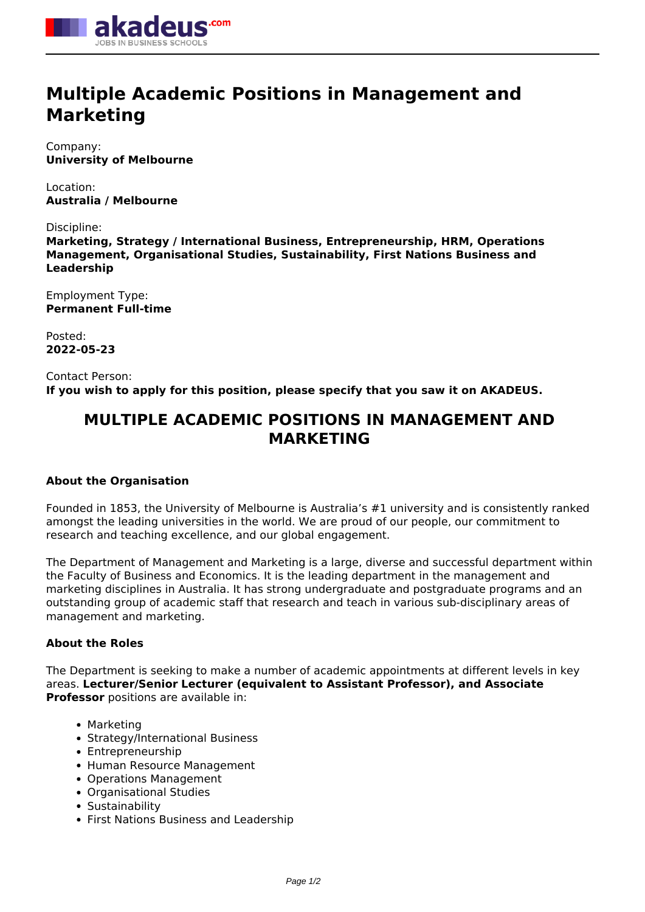# Multiple Academic Positions in Management and Marketing

Company:
**University of Melbourne**

Location:
**Australia / Melbourne**

Discipline:
**Marketing, Strategy / International Business, Entrepreneurship, HRM, Operations Management, Organisational Studies, Sustainability, First Nations Business and Leadership**

Employment Type:
**Permanent Full-time**

Posted:
**2022-05-23**

Contact Person:
**If you wish to apply for this position, please specify that you saw it on AKADEUS.**

## MULTIPLE ACADEMIC POSITIONS IN MANAGEMENT AND MARKETING

### About the Organisation

Founded in 1853, the University of Melbourne is Australia's #1 university and is consistently ranked amongst the leading universities in the world. We are proud of our people, our commitment to research and teaching excellence, and our global engagement.

The Department of Management and Marketing is a large, diverse and successful department within the Faculty of Business and Economics. It is the leading department in the management and marketing disciplines in Australia. It has strong undergraduate and postgraduate programs and an outstanding group of academic staff that research and teach in various sub-disciplinary areas of management and marketing.

### About the Roles

The Department is seeking to make a number of academic appointments at different levels in key areas. **Lecturer/Senior Lecturer (equivalent to Assistant Professor), and Associate Professor** positions are available in:

- Marketing
- Strategy/International Business
- Entrepreneurship
- Human Resource Management
- Operations Management
- Organisational Studies
- Sustainability
- First Nations Business and Leadership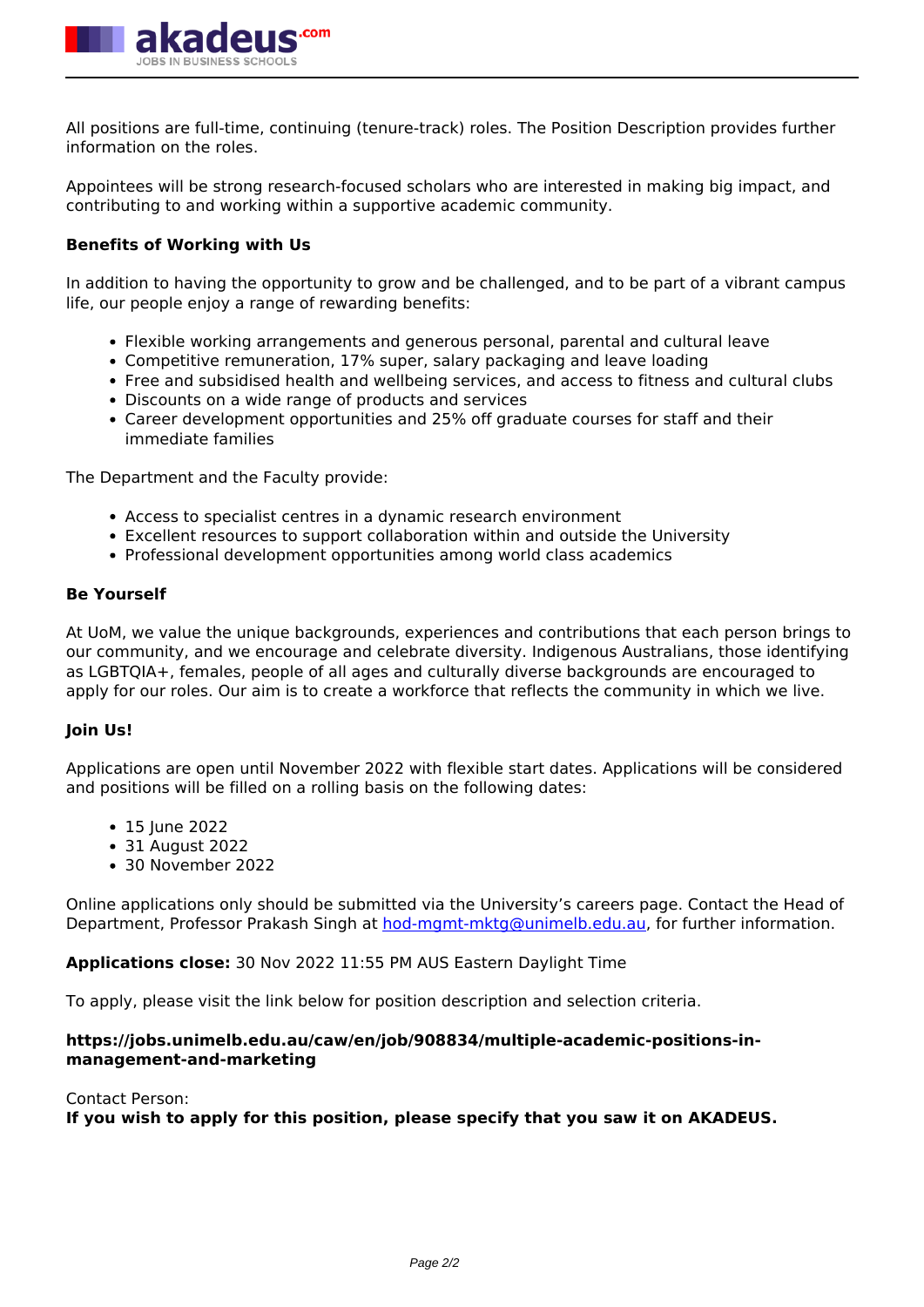All positions are full-time, continuing (tenure-track) roles. The Position Description provides further information on the roles.

Appointees will be strong research-focused scholars who are interested in making big impact, and contributing to and working within a supportive academic community.

**Benefits of Working with Us**

In addition to having the opportunity to grow and be challenged, and to be part of a vibrant campus life, our people enjoy a range of rewarding benefits:

- Flexible working arrangements and generous personal, parental and cultural leave
- Competitive remuneration, 17% super, salary packaging and leave loading
- Free and subsidised health and wellbeing services, and access to fitness and cultural clubs
- Discounts on a wide range of products and services
- Career development opportunities and 25% off graduate courses for staff and their immediate families

The Department and the Faculty provide:

- Access to specialist centres in a dynamic research environment
- Excellent resources to support collaboration within and outside the University
- Professional development opportunities among world class academics

**Be Yourself**

At UoM, we value the unique backgrounds, experiences and contributions that each person brings to our community, and we encourage and celebrate diversity. Indigenous Australians, those identifying as LGBTQIA+, females, people of all ages and culturally diverse backgrounds are encouraged to apply for our roles. Our aim is to create a workforce that reflects the community in which we live.

**Join Us!**

Applications are open until November 2022 with flexible start dates. Applications will be considered and positions will be filled on a rolling basis on the following dates:

- 15 June 2022
- 31 August 2022
- 30 November 2022

Online applications only should be submitted via the University's careers page. Contact the Head of Department, Professor Prakash Singh at hod-mgmt-mktg@unimelb.edu.au, for further information.

**Applications close:** 30 Nov 2022 11:55 PM AUS Eastern Daylight Time

To apply, please visit the link below for position description and selection criteria.

**https://jobs.unimelb.edu.au/caw/en/job/908834/multiple-academic-positions-in-management-and-marketing**

Contact Person:
**If you wish to apply for this position, please specify that you saw it on AKADEUS.**